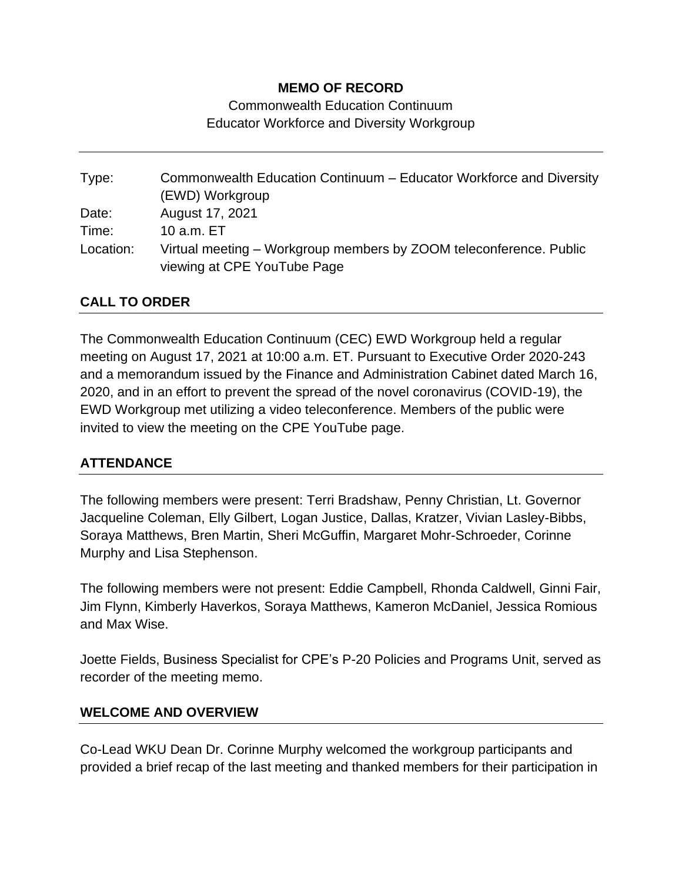**MEMO OF RECORD**

Commonwealth Education Continuum
Educator Workforce and Diversity Workgroup

---

| | |
|---|---|
| Type: | Commonwealth Education Continuum – Educator Workforce and Diversity (EWD) Workgroup |
| Date: | August 17, 2021 |
| Time: | 10 a.m. ET |
| Location: | Virtual meeting – Workgroup members by ZOOM teleconference. Public viewing at CPE YouTube Page |

## CALL TO ORDER

The Commonwealth Education Continuum (CEC) EWD Workgroup held a regular meeting on August 17, 2021 at 10:00 a.m. ET. Pursuant to Executive Order 2020-243 and a memorandum issued by the Finance and Administration Cabinet dated March 16, 2020, and in an effort to prevent the spread of the novel coronavirus (COVID-19), the EWD Workgroup met utilizing a video teleconference. Members of the public were invited to view the meeting on the CPE YouTube page.

## ATTENDANCE

The following members were present: Terri Bradshaw, Penny Christian, Lt. Governor Jacqueline Coleman, Elly Gilbert, Logan Justice, Dallas, Kratzer, Vivian Lasley-Bibbs, Soraya Matthews, Bren Martin, Sheri McGuffin, Margaret Mohr-Schroeder, Corinne Murphy and Lisa Stephenson.

The following members were not present: Eddie Campbell, Rhonda Caldwell, Ginni Fair, Jim Flynn, Kimberly Haverkos, Soraya Matthews, Kameron McDaniel, Jessica Romious and Max Wise.

Joette Fields, Business Specialist for CPE's P-20 Policies and Programs Unit, served as recorder of the meeting memo.

## WELCOME AND OVERVIEW

Co-Lead WKU Dean Dr. Corinne Murphy welcomed the workgroup participants and provided a brief recap of the last meeting and thanked members for their participation in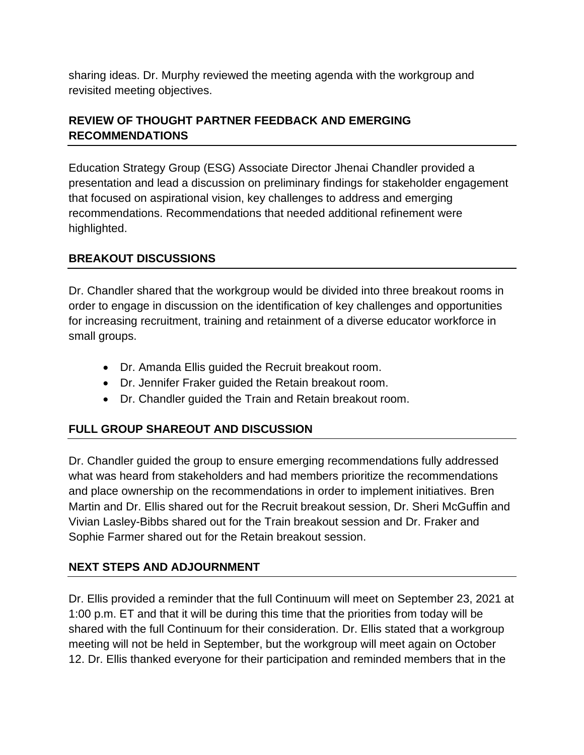sharing ideas. Dr. Murphy reviewed the meeting agenda with the workgroup and revisited meeting objectives.

## REVIEW OF THOUGHT PARTNER FEEDBACK AND EMERGING RECOMMENDATIONS

Education Strategy Group (ESG) Associate Director Jhenai Chandler provided a presentation and lead a discussion on preliminary findings for stakeholder engagement that focused on aspirational vision, key challenges to address and emerging recommendations. Recommendations that needed additional refinement were highlighted.

## BREAKOUT DISCUSSIONS

Dr. Chandler shared that the workgroup would be divided into three breakout rooms in order to engage in discussion on the identification of key challenges and opportunities for increasing recruitment, training and retainment of a diverse educator workforce in small groups.

- Dr. Amanda Ellis guided the Recruit breakout room.
- Dr. Jennifer Fraker guided the Retain breakout room.
- Dr. Chandler guided the Train and Retain breakout room.

## FULL GROUP SHAREOUT AND DISCUSSION

Dr. Chandler guided the group to ensure emerging recommendations fully addressed what was heard from stakeholders and had members prioritize the recommendations and place ownership on the recommendations in order to implement initiatives. Bren Martin and Dr. Ellis shared out for the Recruit breakout session, Dr. Sheri McGuffin and Vivian Lasley-Bibbs shared out for the Train breakout session and Dr. Fraker and Sophie Farmer shared out for the Retain breakout session.

## NEXT STEPS AND ADJOURNMENT

Dr. Ellis provided a reminder that the full Continuum will meet on September 23, 2021 at 1:00 p.m. ET and that it will be during this time that the priorities from today will be shared with the full Continuum for their consideration. Dr. Ellis stated that a workgroup meeting will not be held in September, but the workgroup will meet again on October 12. Dr. Ellis thanked everyone for their participation and reminded members that in the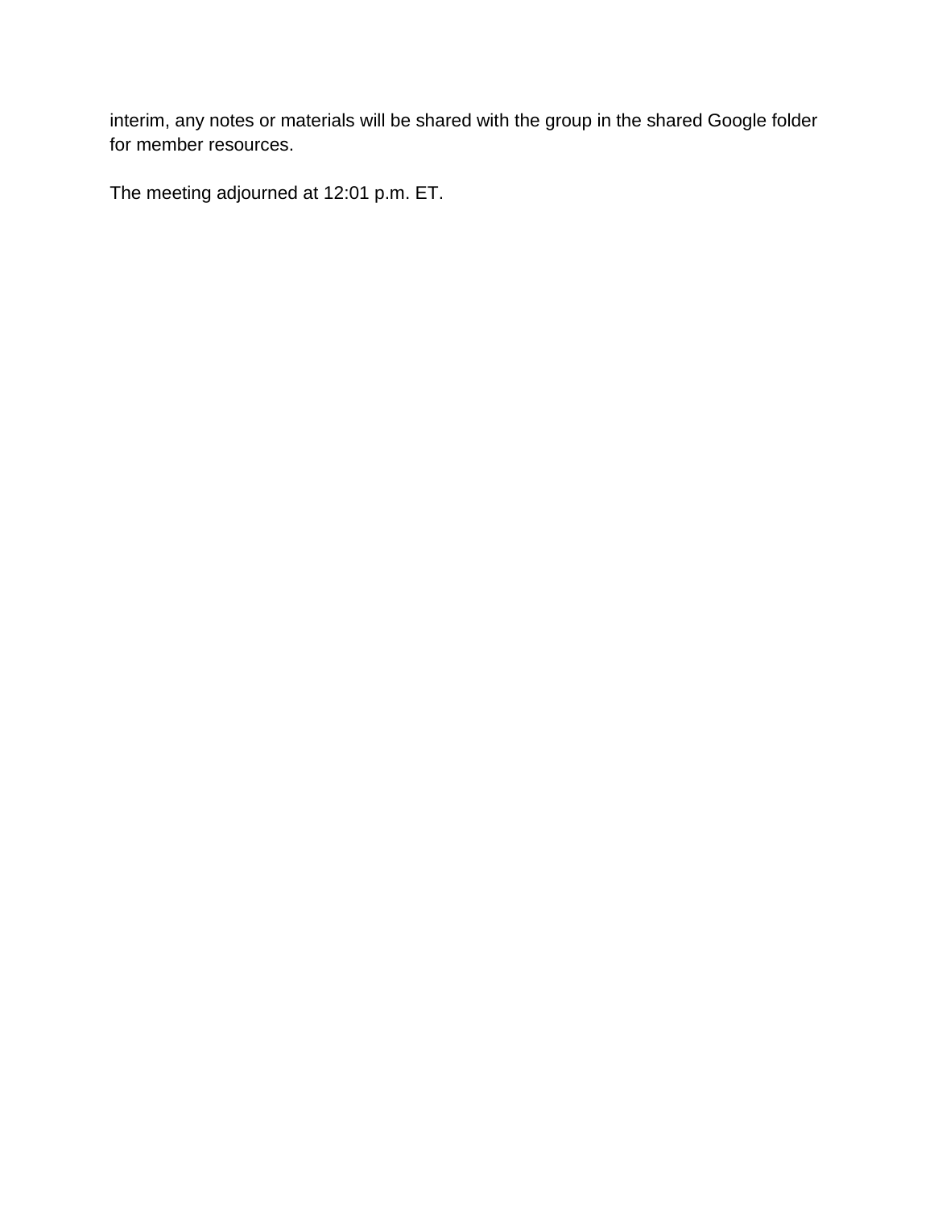interim, any notes or materials will be shared with the group in the shared Google folder for member resources.

The meeting adjourned at 12:01 p.m. ET.